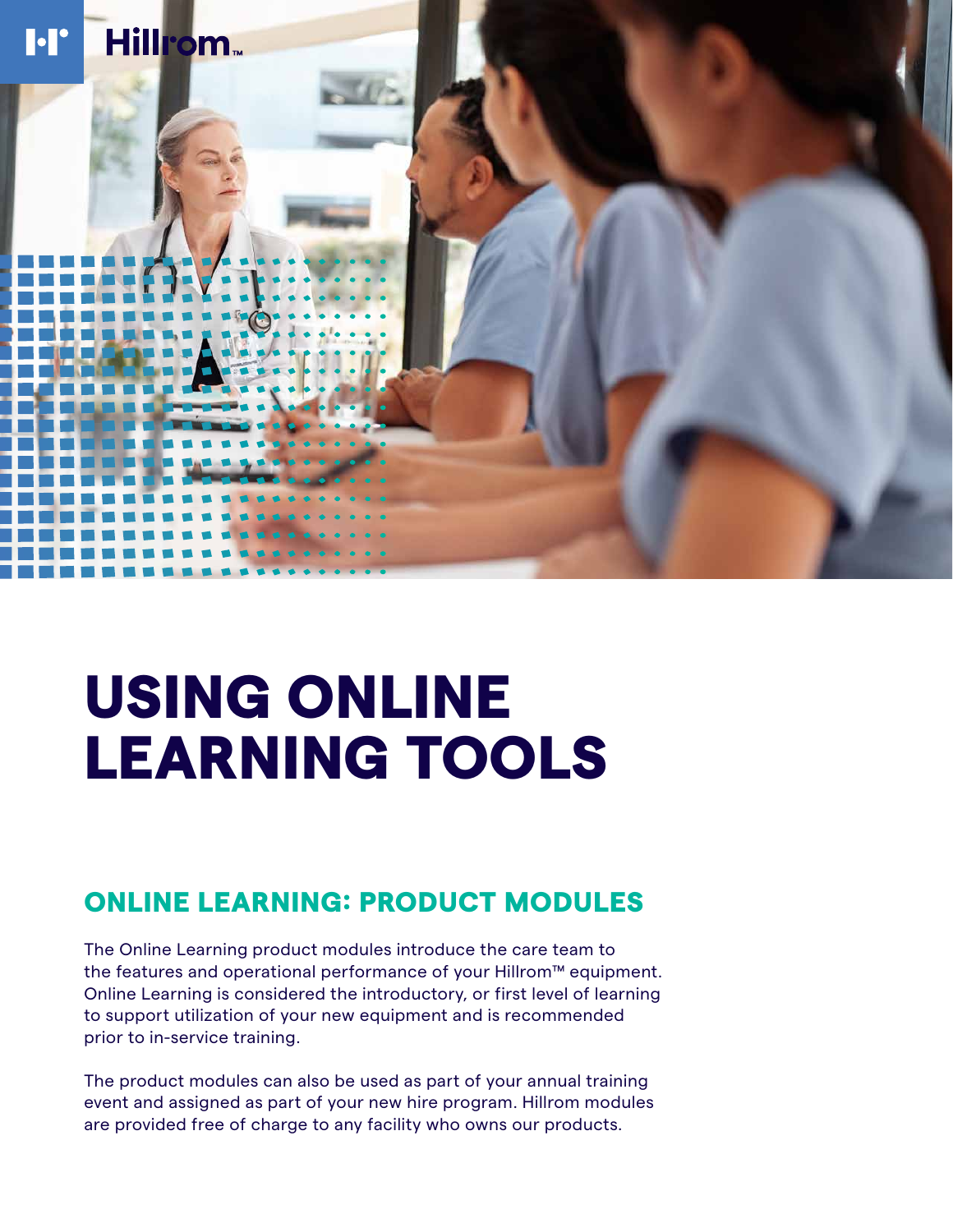Hillrom™

# USING ONLINE LEARNING TOOLS

## ONLINE LEARNING: PRODUCT MODULES

The Online Learning product modules introduce the care team to the features and operational performance of your Hillrom™ equipment. Online Learning is considered the introductory, or first level of learning to support utilization of your new equipment and is recommended prior to in-service training.

The product modules can also be used as part of your annual training event and assigned as part of your new hire program. Hillrom modules are provided free of charge to any facility who owns our products.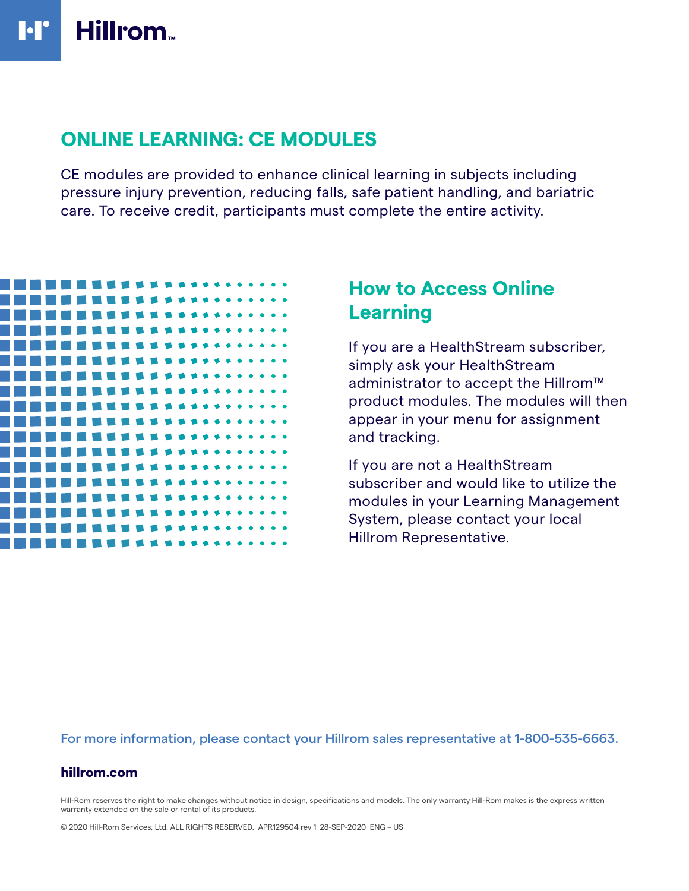## ONLINE LEARNING: CE MODULES

CE modules are provided to enhance clinical learning in subjects including pressure injury prevention, reducing falls, safe patient handling, and bariatric care. To receive credit, participants must complete the entire activity.

### How to Access Online Learning

If you are a HealthStream subscriber, simply ask your HealthStream administrator to accept the Hillrom™ product modules. The modules will then appear in your menu for assignment and tracking.

If you are not a HealthStream subscriber and would like to utilize the modules in your Learning Management System, please contact your local Hillrom Representative.

For more information, please contact your Hillrom sales representative at 1-800-535-6663.

**hillrom.com**

Hill-Rom reserves the right to make changes without notice in design, specifications and models. The only warranty Hill-Rom makes is the express written warranty extended on the sale or rental of its products.

© 2020 Hill-Rom Services, Ltd. ALL RIGHTS RESERVED. APR129504 rev 1 28-SEP-2020 ENG – US